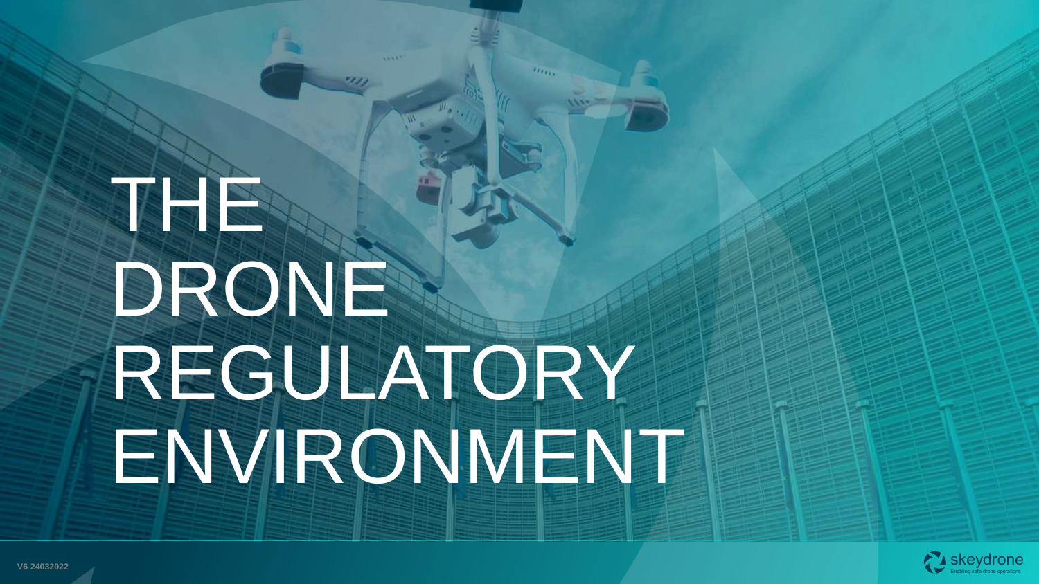# THE DRONE REGULATORY ENVIRONMENT

V6 24032022

skeydrone
Enabling safe drone operations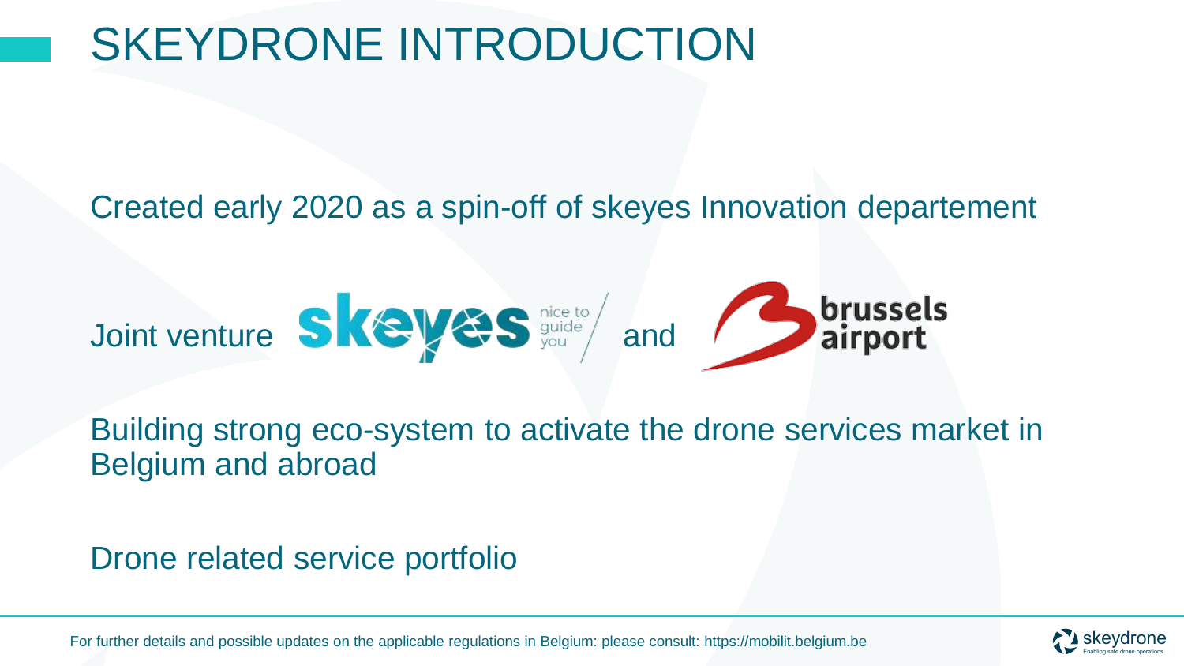# SKEYDRONE INTRODUCTION

Created early 2020 as a spin-off of skeyes Innovation departement

Joint venture skeyes and brussels airport

Building strong eco-system to activate the drone services market in Belgium and abroad

Drone related service portfolio

For further details and possible updates on the applicable regulations in Belgium: please consult: https://mobilit.belgium.be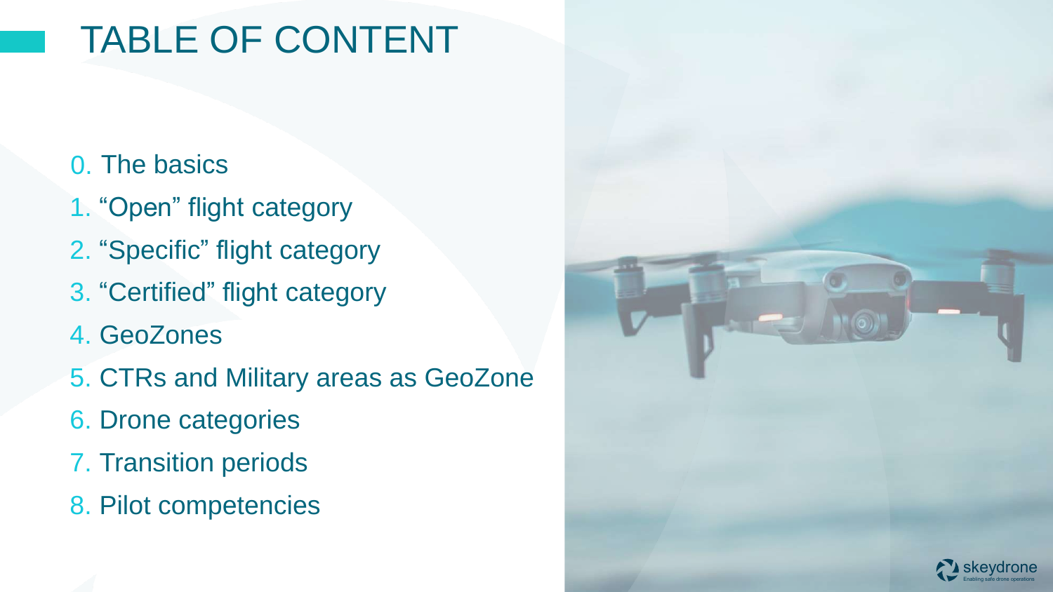# TABLE OF CONTENT

0. The basics
1. “Open” flight category
2. “Specific” flight category
3. “Certified” flight category
4. GeoZones
5. CTRs and Military areas as GeoZone
6. Drone categories
7. Transition periods
8. Pilot competencies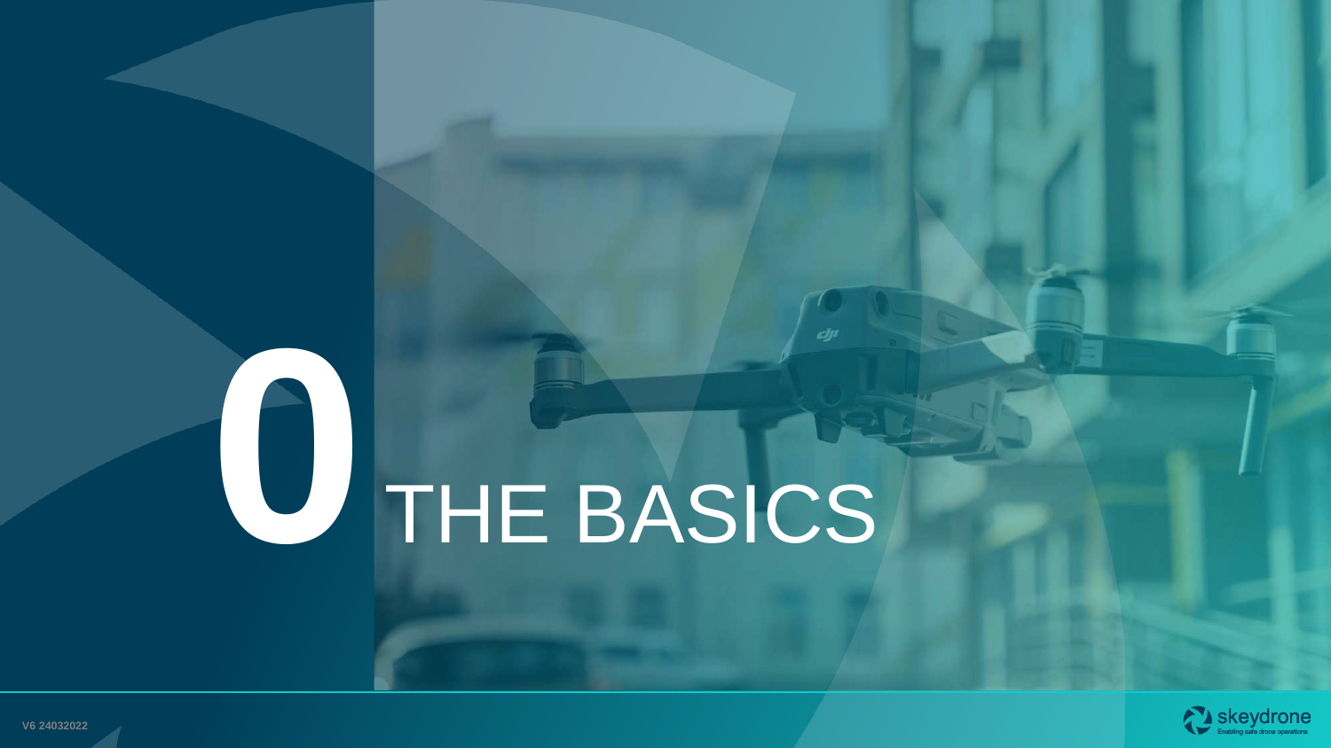# 0 THE BASICS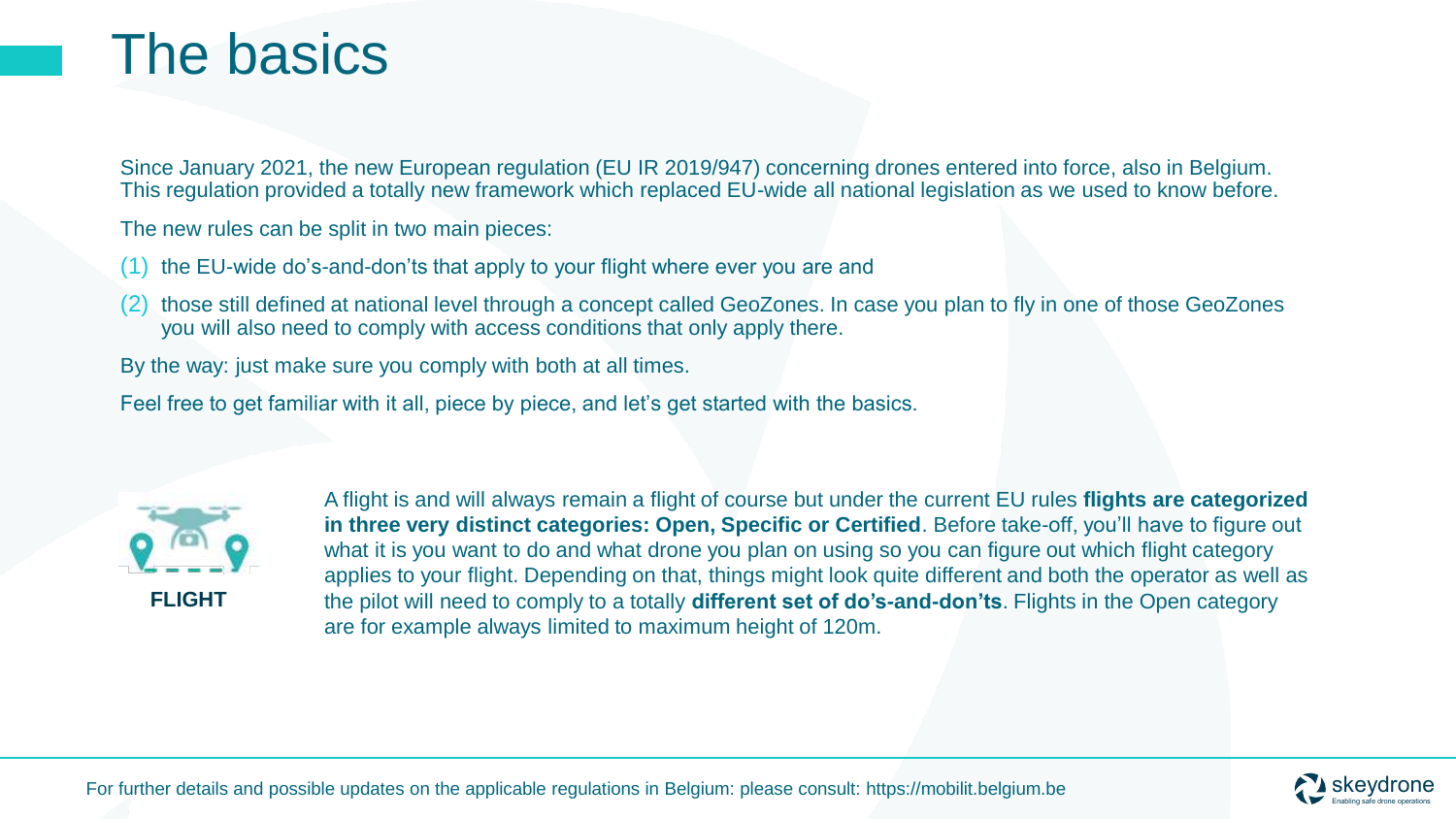# The basics

Since January 2021, the new European regulation (EU IR 2019/947) concerning drones entered into force, also in Belgium. This regulation provided a totally new framework which replaced EU-wide all national legislation as we used to know before.

The new rules can be split in two main pieces:

(1) the EU-wide do's-and-don'ts that apply to your flight where ever you are and

(2) those still defined at national level through a concept called GeoZones. In case you plan to fly in one of those GeoZones you will also need to comply with access conditions that only apply there.

By the way: just make sure you comply with both at all times.

Feel free to get familiar with it all, piece by piece, and let's get started with the basics.

**FLIGHT**

A flight is and will always remain a flight of course but under the current EU rules **flights are categorized in three very distinct categories: Open, Specific or Certified**. Before take-off, you'll have to figure out what it is you want to do and what drone you plan on using so you can figure out which flight category applies to your flight. Depending on that, things might look quite different and both the operator as well as the pilot will need to comply to a totally **different set of do's-and-don'ts**. Flights in the Open category are for example always limited to maximum height of 120m.

For further details and possible updates on the applicable regulations in Belgium: please consult: https://mobilit.belgium.be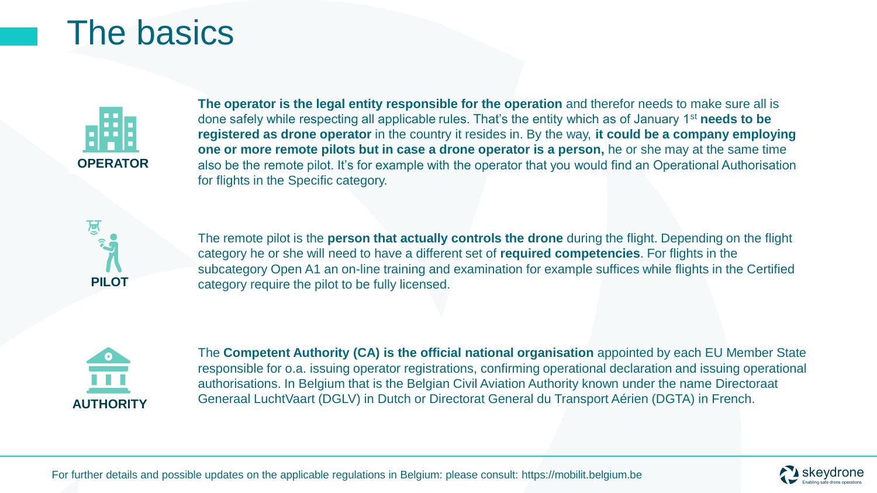# The basics

**OPERATOR**

**The operator is the legal entity responsible for the operation** and therefor needs to make sure all is done safely while respecting all applicable rules. That's the entity which as of January 1st **needs to be registered as drone operator** in the country it resides in. By the way, **it could be a company employing one or more remote pilots but in case a drone operator is a person,** he or she may at the same time also be the remote pilot. It's for example with the operator that you would find an Operational Authorisation for flights in the Specific category.

**PILOT**

The remote pilot is the **person that actually controls the drone** during the flight. Depending on the flight category he or she will need to have a different set of **required competencies**. For flights in the subcategory Open A1 an on-line training and examination for example suffices while flights in the Certified category require the pilot to be fully licensed.

**AUTHORITY**

The **Competent Authority (CA) is the official national organisation** appointed by each EU Member State responsible for o.a. issuing operator registrations, confirming operational declaration and issuing operational authorisations. In Belgium that is the Belgian Civil Aviation Authority known under the name Directoraat Generaal LuchtVaart (DGLV) in Dutch or Directorat General du Transport Aérien (DGTA) in French.

For further details and possible updates on the applicable regulations in Belgium: please consult: https://mobilit.belgium.be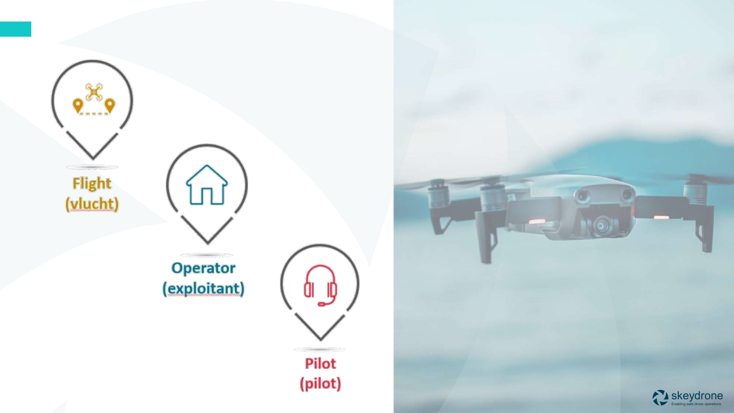**Flight (vlucht)**

**Operator (exploitant)**

**Pilot (pilot)**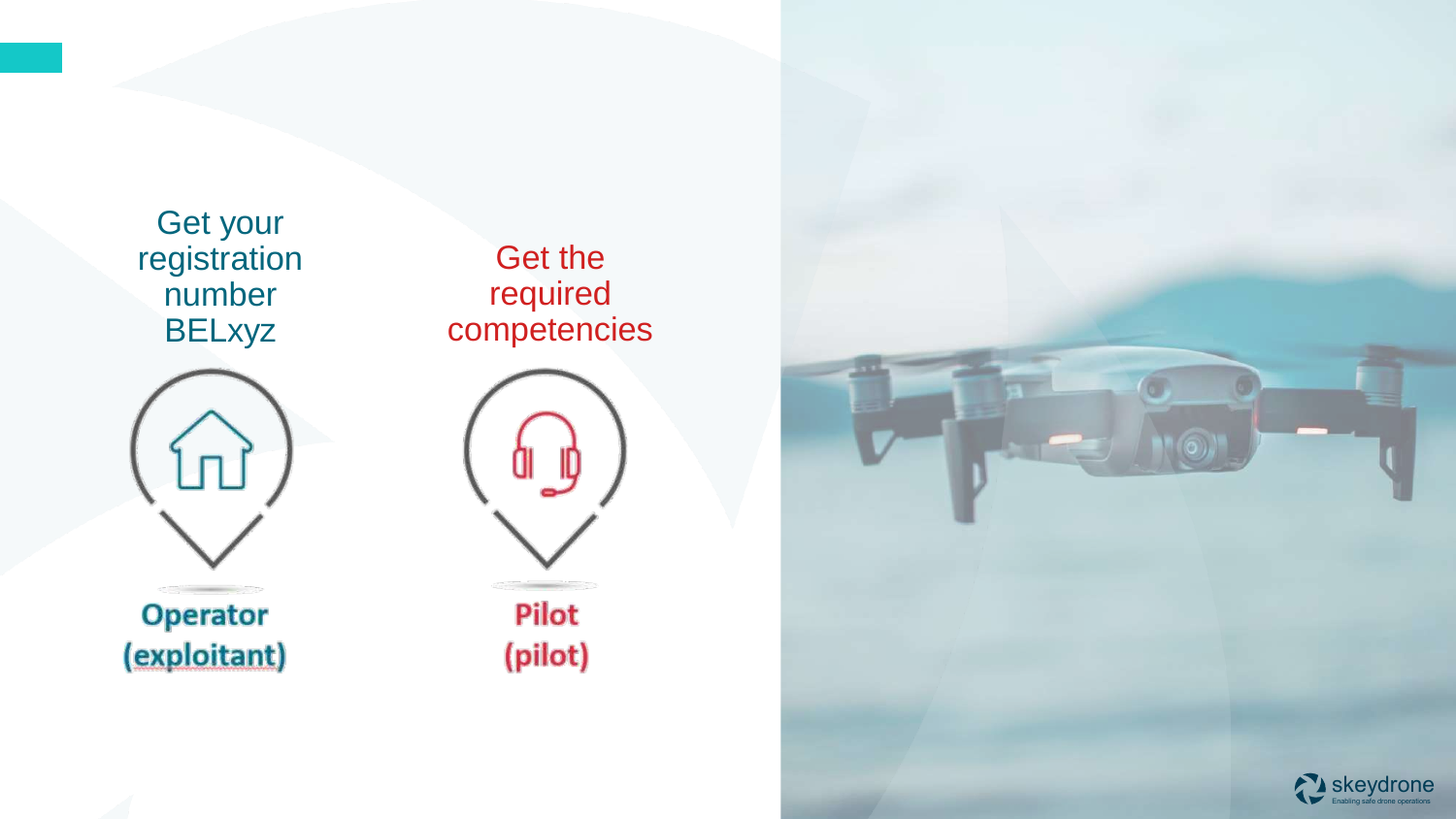Get your registration number BELxyz

**Operator (exploitant)**

Get the required competencies

**Pilot (pilot)**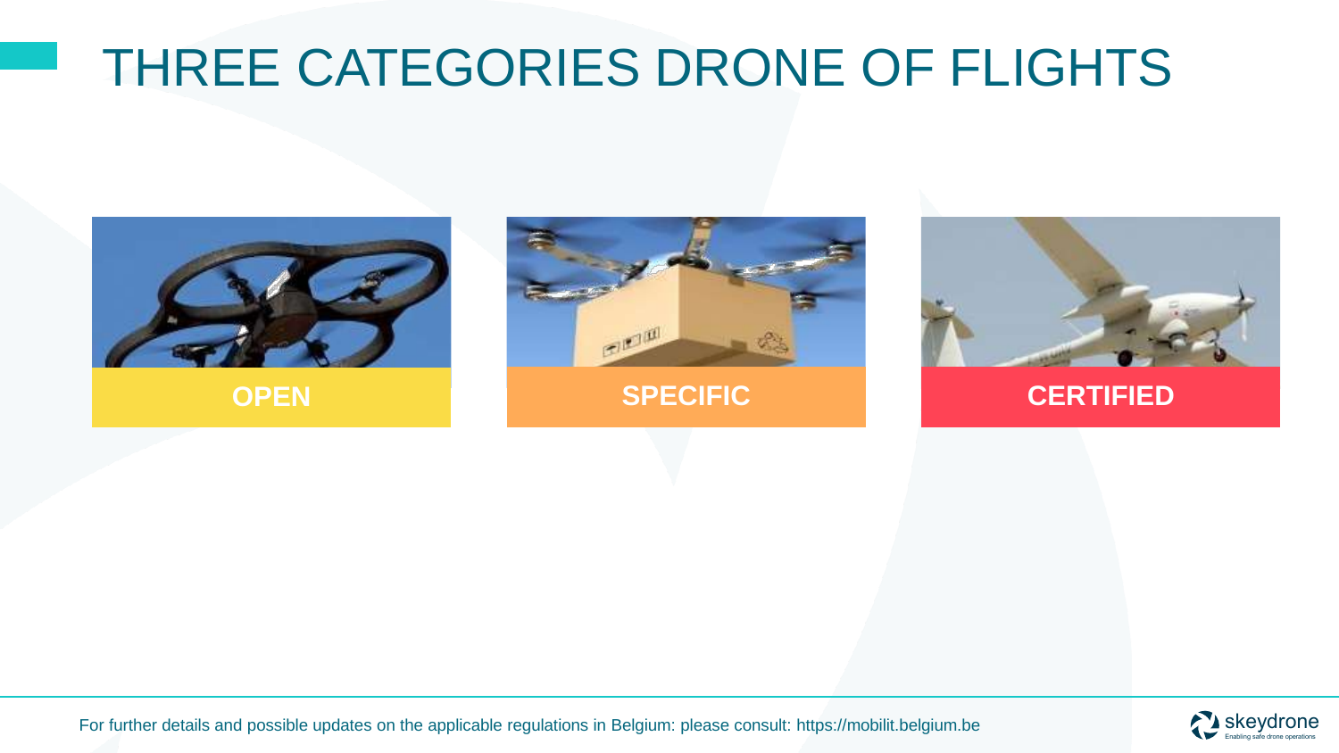# THREE CATEGORIES DRONE OF FLIGHTS

**OPEN**

**SPECIFIC**

**CERTIFIED**

For further details and possible updates on the applicable regulations in Belgium: please consult: https://mobilit.belgium.be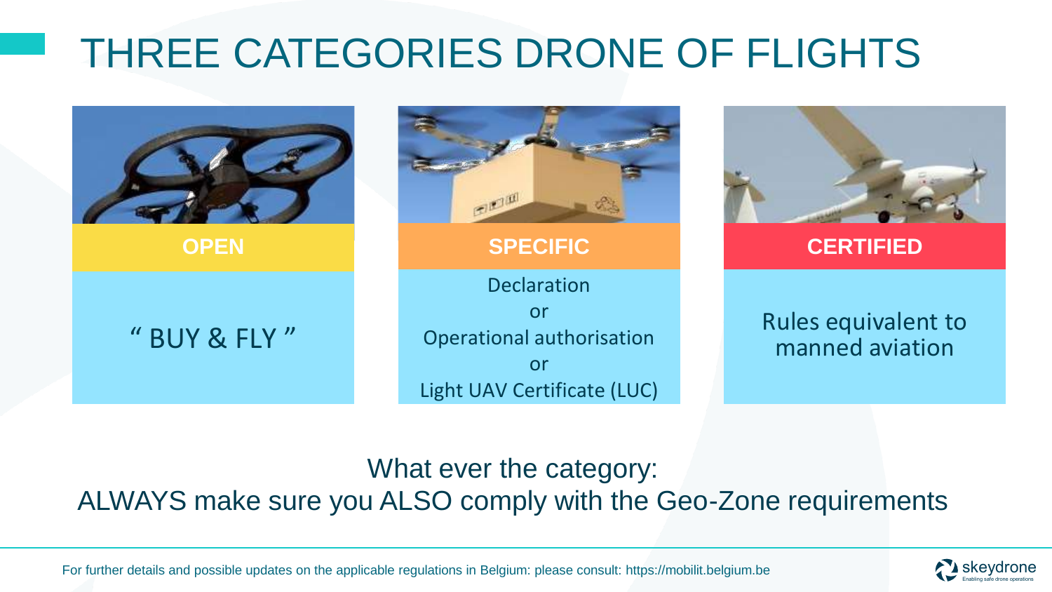# THREE CATEGORIES DRONE OF FLIGHTS

| OPEN | SPECIFIC | CERTIFIED |
| --- | --- | --- |
| " BUY & FLY " | Declaration or Operational authorisation or Light UAV Certificate (LUC) | Rules equivalent to manned aviation |

What ever the category:
ALWAYS make sure you ALSO comply with the Geo-Zone requirements

For further details and possible updates on the applicable regulations in Belgium: please consult: https://mobilit.belgium.be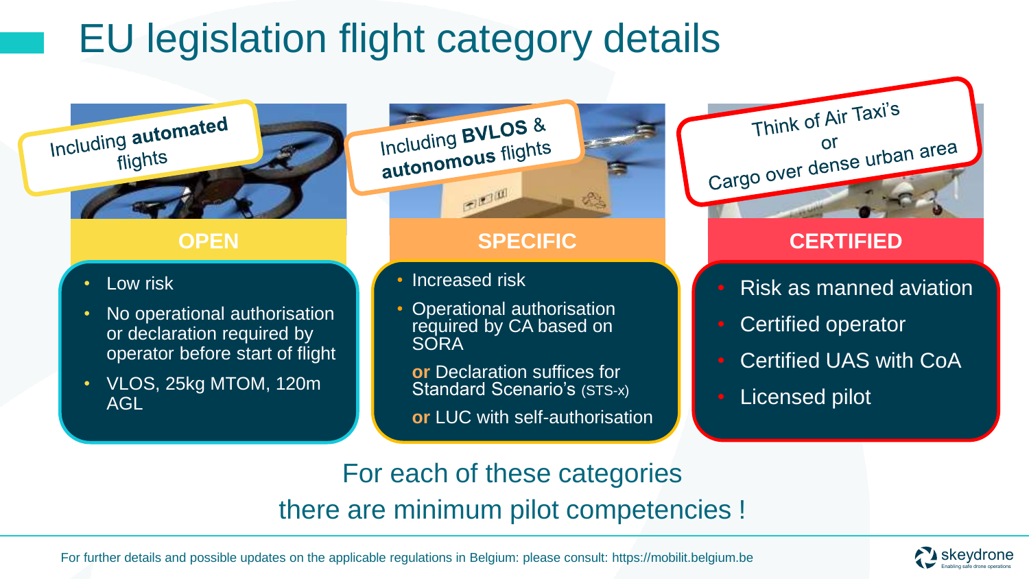# EU legislation flight category details

Including **automated** flights

### OPEN

- Low risk
- No operational authorisation or declaration required by operator before start of flight
- VLOS, 25kg MTOM, 120m AGL

Including **BVLOS** & **autonomous** flights

### SPECIFIC

- Increased risk
- Operational authorisation required by CA based on SORA

  **or** Declaration suffices for Standard Scenario's (STS-x)

  **or** LUC with self-authorisation

Think of Air Taxi's or Cargo over dense urban area

### CERTIFIED

- Risk as manned aviation
- Certified operator
- Certified UAS with CoA
- Licensed pilot

For each of these categories there are minimum pilot competencies !

For further details and possible updates on the applicable regulations in Belgium: please consult: https://mobilit.belgium.be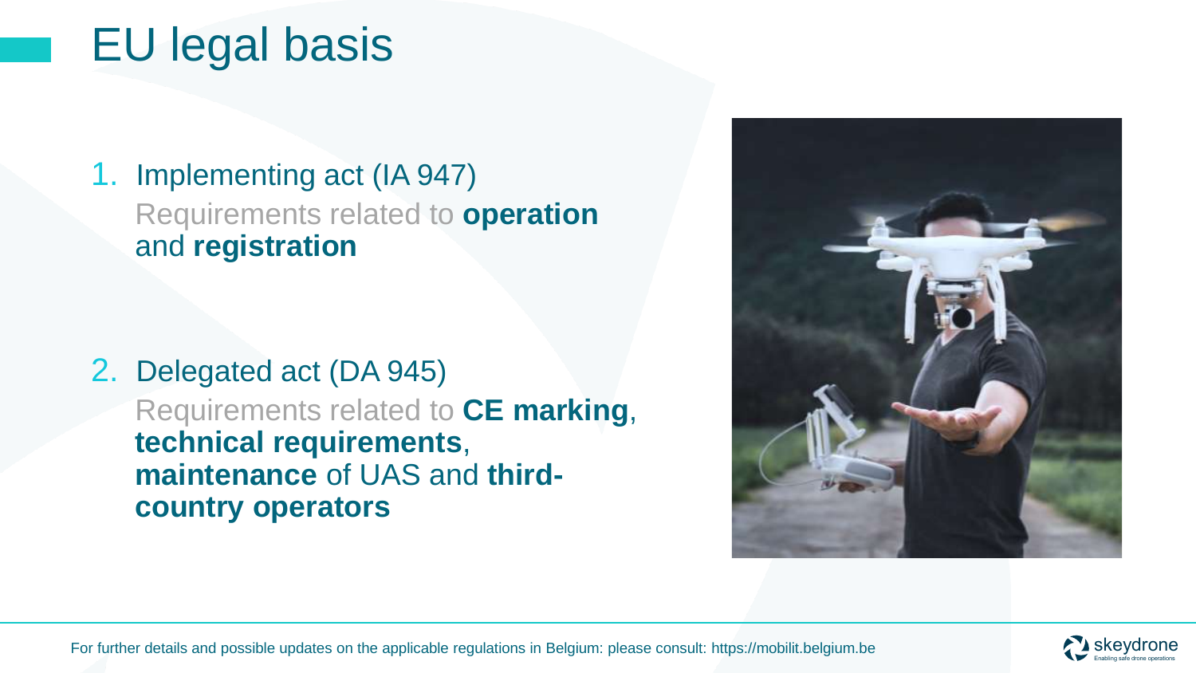# EU legal basis

1. Implementing act (IA 947)
   Requirements related to **operation** and **registration**

2. Delegated act (DA 945)
   Requirements related to **CE marking**, **technical requirements**, **maintenance** of UAS and **third-country operators**

For further details and possible updates on the applicable regulations in Belgium: please consult: https://mobilit.belgium.be